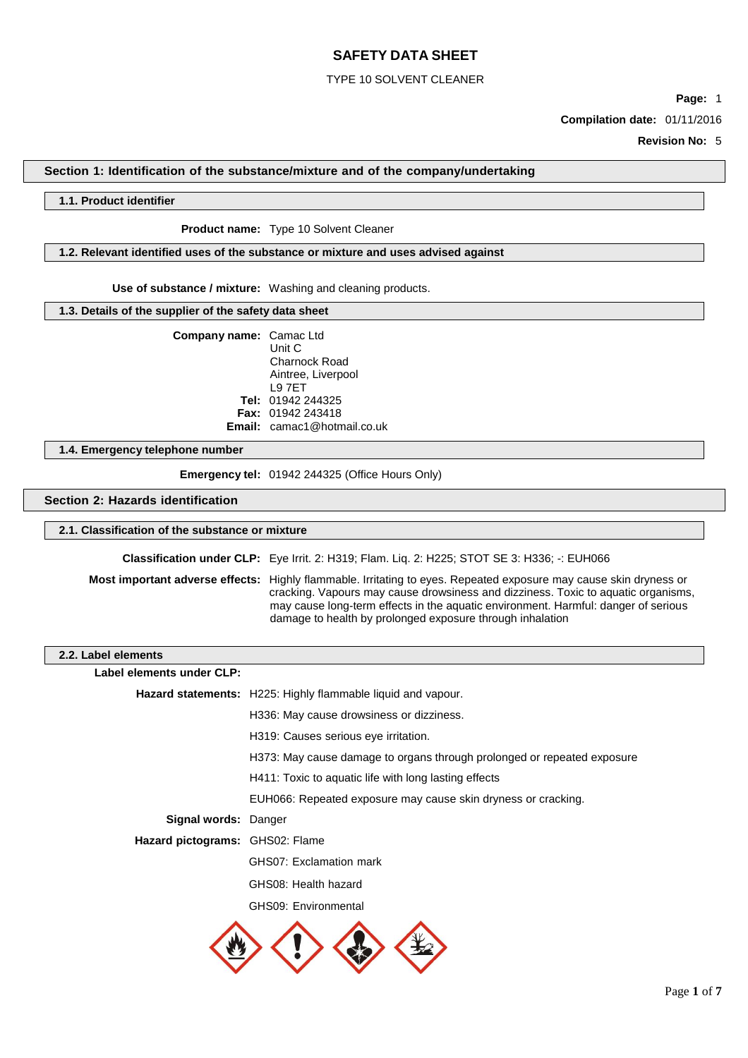# SAFETY DATA SHEET

TYPE 10 SOLVENT CLEANER

**Page:** 1

**Compilation date:** 01/11/2016

**Revision No:** 5

## Section 1: Identification of the substance/mixture and of the company/undertaking

### 1.1. Product identifier

**Product name:** Type 10 Solvent Cleaner

### 1.2. Relevant identified uses of the substance or mixture and uses advised against

**Use of substance / mixture:** Washing and cleaning products.

### 1.3. Details of the supplier of the safety data sheet

**Company name:** Camac Ltd
Unit C
Charnock Road
Aintree, Liverpool
L9 7ET

**Tel:** 01942 244325

**Fax:** 01942 243418

**Email:** camac1@hotmail.co.uk

### 1.4. Emergency telephone number

**Emergency tel:** 01942 244325 (Office Hours Only)

## Section 2: Hazards identification

### 2.1. Classification of the substance or mixture

**Classification under CLP:** Eye Irrit. 2: H319; Flam. Liq. 2: H225; STOT SE 3: H336; -: EUH066

**Most important adverse effects:** Highly flammable. Irritating to eyes. Repeated exposure may cause skin dryness or cracking. Vapours may cause drowsiness and dizziness. Toxic to aquatic organisms, may cause long-term effects in the aquatic environment. Harmful: danger of serious damage to health by prolonged exposure through inhalation

### 2.2. Label elements

**Label elements under CLP:**

**Hazard statements:** H225: Highly flammable liquid and vapour.

H336: May cause drowsiness or dizziness.

H319: Causes serious eye irritation.

H373: May cause damage to organs through prolonged or repeated exposure

H411: Toxic to aquatic life with long lasting effects

EUH066: Repeated exposure may cause skin dryness or cracking.

**Signal words:** Danger

**Hazard pictograms:** GHS02: Flame

GHS07: Exclamation mark

GHS08: Health hazard

GHS09: Environmental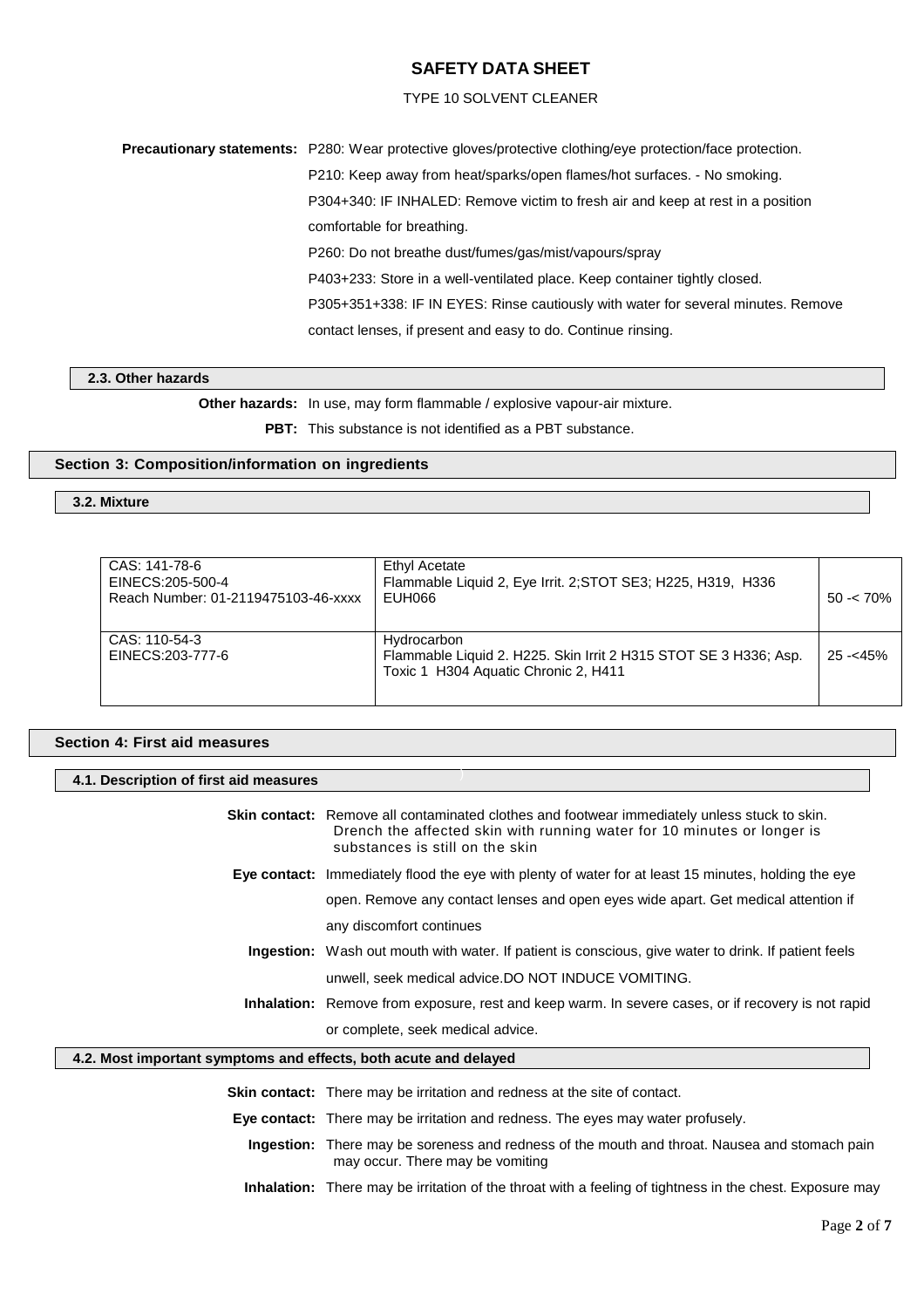**Precautionary statements:** P280: Wear protective gloves/protective clothing/eye protection/face protection.

P210: Keep away from heat/sparks/open flames/hot surfaces. - No smoking.

P304+340: IF INHALED: Remove victim to fresh air and keep at rest in a position comfortable for breathing.

P260: Do not breathe dust/fumes/gas/mist/vapours/spray

P403+233: Store in a well-ventilated place. Keep container tightly closed.

P305+351+338: IF IN EYES: Rinse cautiously with water for several minutes. Remove contact lenses, if present and easy to do. Continue rinsing.

### 2.3. Other hazards

**Other hazards:** In use, may form flammable / explosive vapour-air mixture.

**PBT:** This substance is not identified as a PBT substance.

## Section 3: Composition/information on ingredients

### 3.2. Mixture

| | | |
|---|---|---|
| CAS: 141-78-6<br>EINECS:205-500-4<br>Reach Number: 01-2119475103-46-xxxx | Ethyl Acetate<br>Flammable Liquid 2, Eye Irrit. 2;STOT SE3; H225, H319, H336<br>EUH066 | 50 -< 70% |
| CAS: 110-54-3<br>EINECS:203-777-6 | Hydrocarbon<br>Flammable Liquid 2. H225. Skin Irrit 2 H315 STOT SE 3 H336; Asp. Toxic 1 H304 Aquatic Chronic 2, H411 | 25 -<45% |

## Section 4: First aid measures

### 4.1. Description of first aid measures

**Skin contact:** Remove all contaminated clothes and footwear immediately unless stuck to skin. Drench the affected skin with running water for 10 minutes or longer is substances is still on the skin

**Eye contact:** Immediately flood the eye with plenty of water for at least 15 minutes, holding the eye open. Remove any contact lenses and open eyes wide apart. Get medical attention if any discomfort continues

**Ingestion:** Wash out mouth with water. If patient is conscious, give water to drink. If patient feels unwell, seek medical advice.DO NOT INDUCE VOMITING.

**Inhalation:** Remove from exposure, rest and keep warm. In severe cases, or if recovery is not rapid or complete, seek medical advice.

### 4.2. Most important symptoms and effects, both acute and delayed

**Skin contact:** There may be irritation and redness at the site of contact.

**Eye contact:** There may be irritation and redness. The eyes may water profusely.

**Ingestion:** There may be soreness and redness of the mouth and throat. Nausea and stomach pain may occur. There may be vomiting

**Inhalation:** There may be irritation of the throat with a feeling of tightness in the chest. Exposure may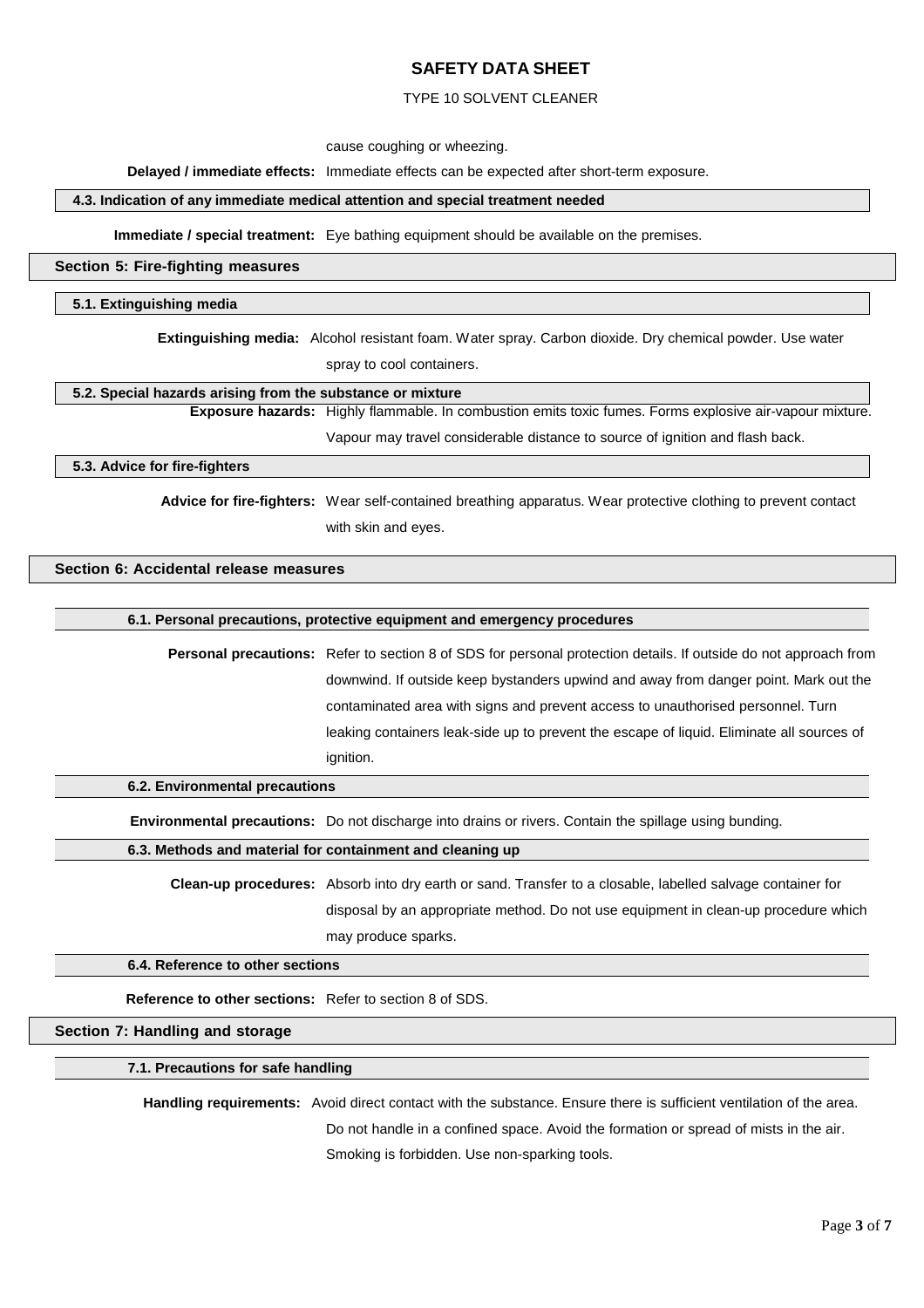cause coughing or wheezing.

**Delayed / immediate effects:** Immediate effects can be expected after short-term exposure.

### 4.3. Indication of any immediate medical attention and special treatment needed

**Immediate / special treatment:** Eye bathing equipment should be available on the premises.

## Section 5: Fire-fighting measures

### 5.1. Extinguishing media

**Extinguishing media:** Alcohol resistant foam. Water spray. Carbon dioxide. Dry chemical powder. Use water spray to cool containers.

### 5.2. Special hazards arising from the substance or mixture

**Exposure hazards:** Highly flammable. In combustion emits toxic fumes. Forms explosive air-vapour mixture. Vapour may travel considerable distance to source of ignition and flash back.

### 5.3. Advice for fire-fighters

**Advice for fire-fighters:** Wear self-contained breathing apparatus. Wear protective clothing to prevent contact with skin and eyes.

## Section 6: Accidental release measures

### 6.1. Personal precautions, protective equipment and emergency procedures

**Personal precautions:** Refer to section 8 of SDS for personal protection details. If outside do not approach from downwind. If outside keep bystanders upwind and away from danger point. Mark out the contaminated area with signs and prevent access to unauthorised personnel. Turn leaking containers leak-side up to prevent the escape of liquid. Eliminate all sources of ignition.

### 6.2. Environmental precautions

**Environmental precautions:** Do not discharge into drains or rivers. Contain the spillage using bunding.

### 6.3. Methods and material for containment and cleaning up

**Clean-up procedures:** Absorb into dry earth or sand. Transfer to a closable, labelled salvage container for disposal by an appropriate method. Do not use equipment in clean-up procedure which may produce sparks.

### 6.4. Reference to other sections

**Reference to other sections:** Refer to section 8 of SDS.

## Section 7: Handling and storage

### 7.1. Precautions for safe handling

**Handling requirements:** Avoid direct contact with the substance. Ensure there is sufficient ventilation of the area. Do not handle in a confined space. Avoid the formation or spread of mists in the air. Smoking is forbidden. Use non-sparking tools.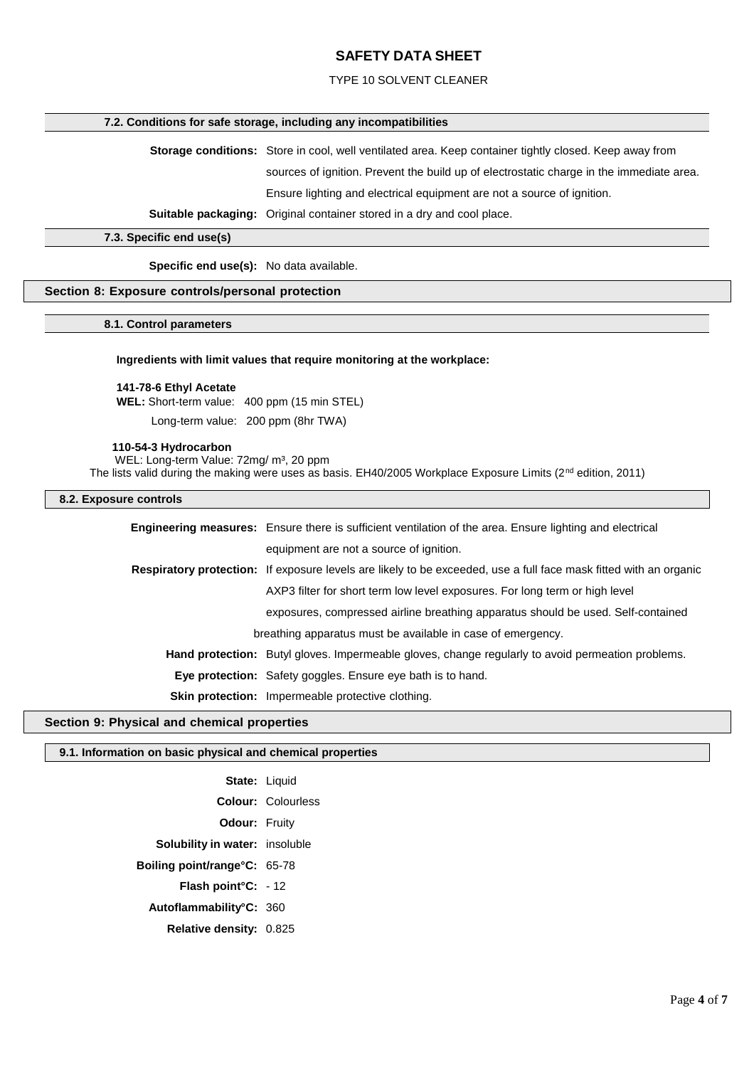### 7.2. Conditions for safe storage, including any incompatibilities

**Storage conditions:** Store in cool, well ventilated area. Keep container tightly closed. Keep away from sources of ignition. Prevent the build up of electrostatic charge in the immediate area. Ensure lighting and electrical equipment are not a source of ignition.

**Suitable packaging:** Original container stored in a dry and cool place.

### 7.3. Specific end use(s)

**Specific end use(s):** No data available.

## Section 8: Exposure controls/personal protection

### 8.1. Control parameters

**Ingredients with limit values that require monitoring at the workplace:**

**141-78-6 Ethyl Acetate**
**WEL:** Short-term value: 400 ppm (15 min STEL)
Long-term value: 200 ppm (8hr TWA)

**110-54-3 Hydrocarbon**
WEL: Long-term Value: 72mg/ m³, 20 ppm
The lists valid during the making were uses as basis. EH40/2005 Workplace Exposure Limits (2nd edition, 2011)

### 8.2. Exposure controls

**Engineering measures:** Ensure there is sufficient ventilation of the area. Ensure lighting and electrical equipment are not a source of ignition.

**Respiratory protection:** If exposure levels are likely to be exceeded, use a full face mask fitted with an organic AXP3 filter for short term low level exposures. For long term or high level exposures, compressed airline breathing apparatus should be used. Self-contained breathing apparatus must be available in case of emergency.

**Hand protection:** Butyl gloves. Impermeable gloves, change regularly to avoid permeation problems.

**Eye protection:** Safety goggles. Ensure eye bath is to hand.

**Skin protection:** Impermeable protective clothing.

## Section 9: Physical and chemical properties

### 9.1. Information on basic physical and chemical properties

**State:** Liquid
**Colour:** Colourless
**Odour:** Fruity
**Solubility in water:** insoluble
**Boiling point/range°C:** 65-78
**Flash point°C:** - 12
**Autoflammability°C:** 360
**Relative density:** 0.825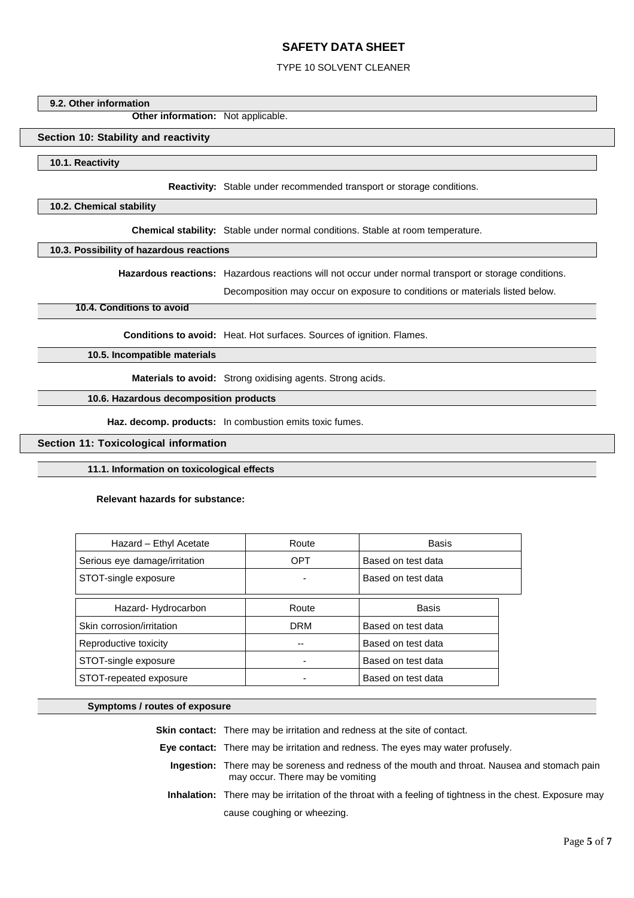### 9.2. Other information

**Other information:** Not applicable.

## Section 10: Stability and reactivity

### 10.1. Reactivity

**Reactivity:** Stable under recommended transport or storage conditions.

### 10.2. Chemical stability

**Chemical stability:** Stable under normal conditions. Stable at room temperature.

### 10.3. Possibility of hazardous reactions

**Hazardous reactions:** Hazardous reactions will not occur under normal transport or storage conditions.

Decomposition may occur on exposure to conditions or materials listed below.

### 10.4. Conditions to avoid

**Conditions to avoid:** Heat. Hot surfaces. Sources of ignition. Flames.

### 10.5. Incompatible materials

**Materials to avoid:** Strong oxidising agents. Strong acids.

### 10.6. Hazardous decomposition products

**Haz. decomp. products:** In combustion emits toxic fumes.

## Section 11: Toxicological information

### 11.1. Information on toxicological effects

**Relevant hazards for substance:**

| Hazard – Ethyl Acetate | Route | Basis |
|---|---|---|
| Serious eye damage/irritation | OPT | Based on test data |
| STOT-single exposure | - | Based on test data |

| Hazard- Hydrocarbon | Route | Basis |
|---|---|---|
| Skin corrosion/irritation | DRM | Based on test data |
| Reproductive toxicity | -- | Based on test data |
| STOT-single exposure | - | Based on test data |
| STOT-repeated exposure | - | Based on test data |

### Symptoms / routes of exposure

**Skin contact:** There may be irritation and redness at the site of contact.

**Eye contact:** There may be irritation and redness. The eyes may water profusely.

**Ingestion:** There may be soreness and redness of the mouth and throat. Nausea and stomach pain may occur. There may be vomiting

**Inhalation:** There may be irritation of the throat with a feeling of tightness in the chest. Exposure may cause coughing or wheezing.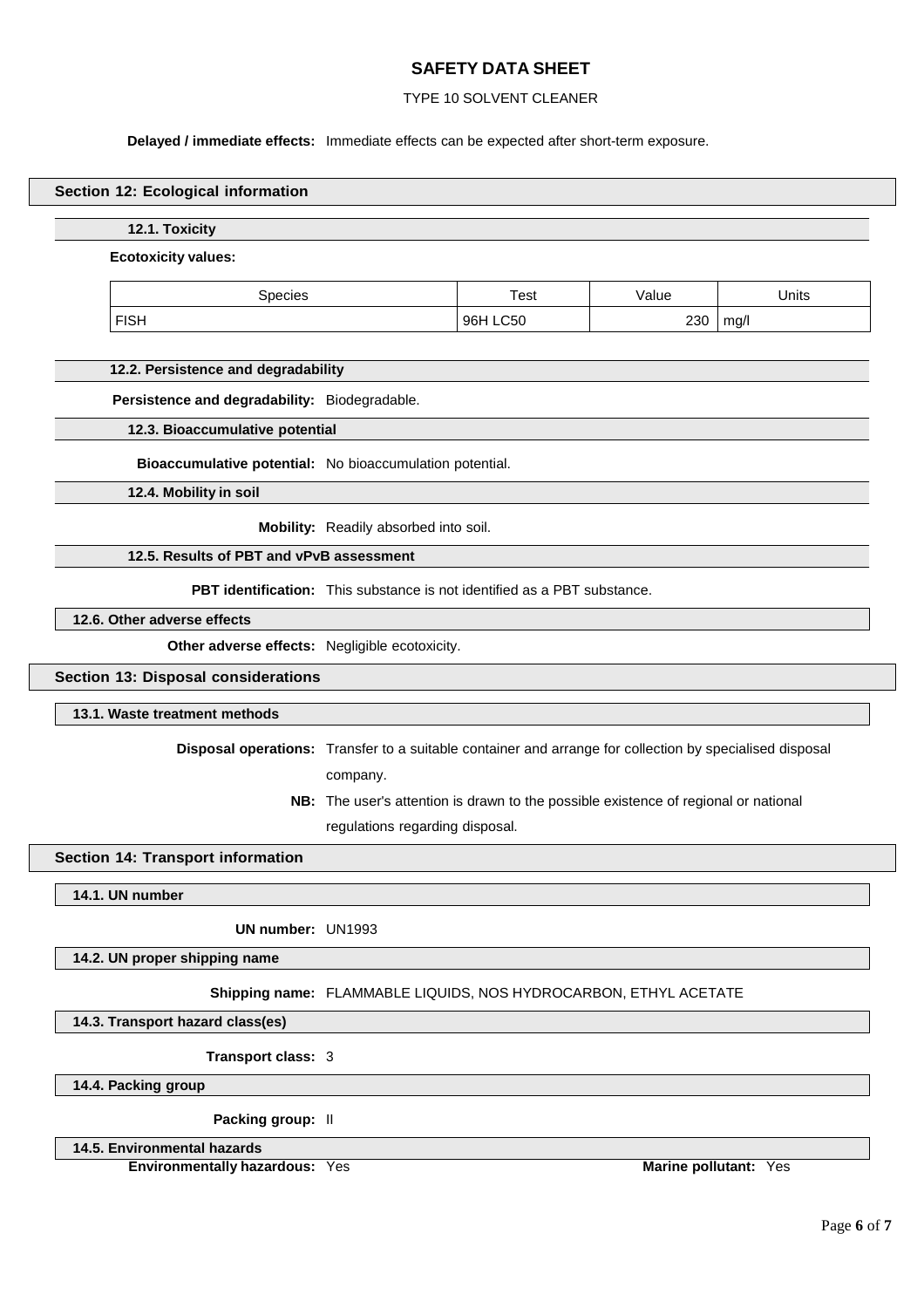**Delayed / immediate effects:** Immediate effects can be expected after short-term exposure.

## Section 12: Ecological information

### 12.1. Toxicity

**Ecotoxicity values:**

| Species | Test | Value | Units |
|---|---|---|---|
| FISH | 96H LC50 | 230 | mg/l |

### 12.2. Persistence and degradability

**Persistence and degradability:** Biodegradable.

### 12.3. Bioaccumulative potential

**Bioaccumulative potential:** No bioaccumulation potential.

### 12.4. Mobility in soil

**Mobility:** Readily absorbed into soil.

### 12.5. Results of PBT and vPvB assessment

**PBT identification:** This substance is not identified as a PBT substance.

### 12.6. Other adverse effects

**Other adverse effects:** Negligible ecotoxicity.

## Section 13: Disposal considerations

### 13.1. Waste treatment methods

**Disposal operations:** Transfer to a suitable container and arrange for collection by specialised disposal company.

**NB:** The user's attention is drawn to the possible existence of regional or national regulations regarding disposal.

## Section 14: Transport information

### 14.1. UN number

**UN number:** UN1993

### 14.2. UN proper shipping name

**Shipping name:** FLAMMABLE LIQUIDS, NOS HYDROCARBON, ETHYL ACETATE

### 14.3. Transport hazard class(es)

**Transport class:** 3

### 14.4. Packing group

**Packing group:** II

### 14.5. Environmental hazards

**Environmentally hazardous:** Yes **Marine pollutant:** Yes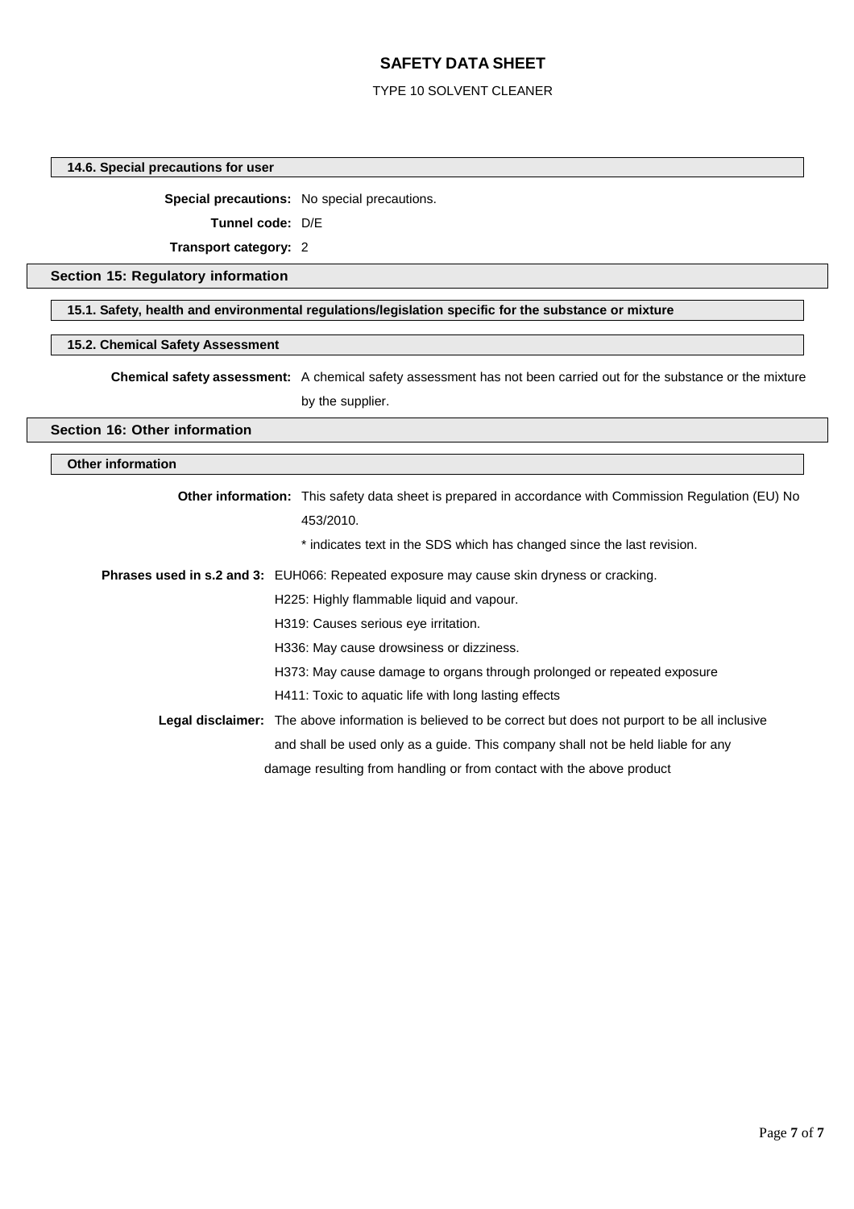### 14.6. Special precautions for user

**Special precautions:** No special precautions.

**Tunnel code:** D/E

**Transport category:** 2

## Section 15: Regulatory information

### 15.1. Safety, health and environmental regulations/legislation specific for the substance or mixture

### 15.2. Chemical Safety Assessment

**Chemical safety assessment:** A chemical safety assessment has not been carried out for the substance or the mixture by the supplier.

## Section 16: Other information

### Other information

**Other information:** This safety data sheet is prepared in accordance with Commission Regulation (EU) No 453/2010.

* indicates text in the SDS which has changed since the last revision.

**Phrases used in s.2 and 3:** EUH066: Repeated exposure may cause skin dryness or cracking.

H225: Highly flammable liquid and vapour.

H319: Causes serious eye irritation.

H336: May cause drowsiness or dizziness.

H373: May cause damage to organs through prolonged or repeated exposure

H411: Toxic to aquatic life with long lasting effects

**Legal disclaimer:** The above information is believed to be correct but does not purport to be all inclusive and shall be used only as a guide. This company shall not be held liable for any damage resulting from handling or from contact with the above product